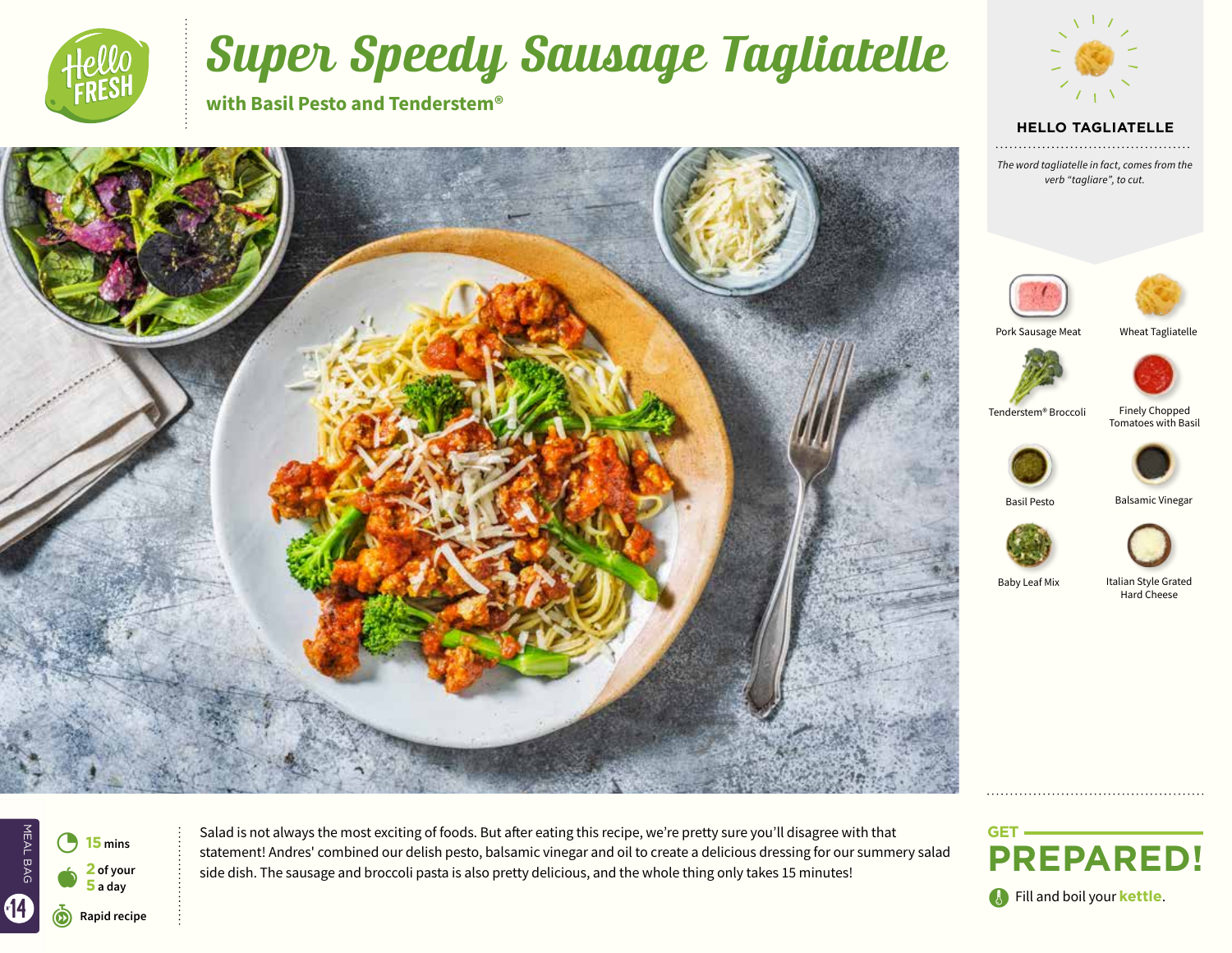# Super Speedy Sausage Tagliatelle

**with Basil Pesto and Tenderstem®**

### HELLO TAGLIATELLE

*The word tagliatelle in fact, comes from the verb "tagliare", to cut.*

- Pork Sausage Meat
- Wheat Tagliatelle
- Tenderstem® Broccoli
- Finely Chopped Tomatoes with Basil
- Basil Pesto
- Balsamic Vinegar
- Baby Leaf Mix
- Italian Style Grated Hard Cheese

MEAL BAG 14

**15** mins

**2** of your **5** a day

Rapid recipe

Salad is not always the most exciting of foods. But after eating this recipe, we're pretty sure you'll disagree with that statement! Andres' combined our delish pesto, balsamic vinegar and oil to create a delicious dressing for our summery salad side dish. The sausage and broccoli pasta is also pretty delicious, and the whole thing only takes 15 minutes!

## GET PREPARED!

Fill and boil your **kettle**.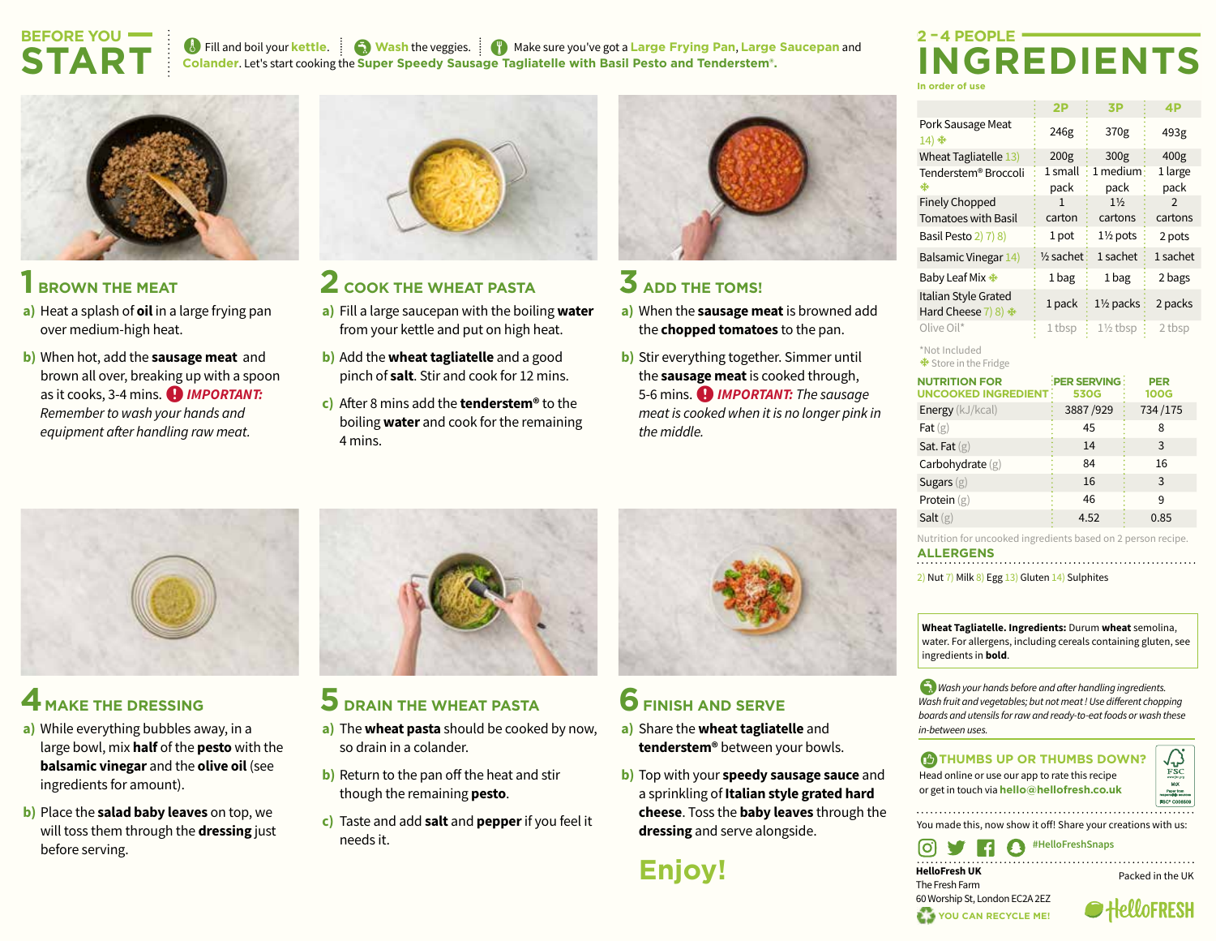# BEFORE YOU START

Fill and boil your **kettle**. Wash the veggies. Make sure you've got a **Large Frying Pan**, **Large Saucepan** and **Colander**. Let's start cooking the **Super Speedy Sausage Tagliatelle with Basil Pesto and Tenderstem®**.

## 1 BROWN THE MEAT

a) Heat a splash of **oil** in a large frying pan over medium-high heat.

b) When hot, add the **sausage meat** and brown all over, breaking up with a spoon as it cooks, 3-4 mins. ***IMPORTANT:*** *Remember to wash your hands and equipment after handling raw meat.*

## 2 COOK THE WHEAT PASTA

a) Fill a large saucepan with the boiling **water** from your kettle and put on high heat.

b) Add the **wheat tagliatelle** and a good pinch of **salt**. Stir and cook for 12 mins.

c) After 8 mins add the **tenderstem®** to the boiling **water** and cook for the remaining 4 mins.

## 3 ADD THE TOMS!

a) When the **sausage meat** is browned add the **chopped tomatoes** to the pan.

b) Stir everything together. Simmer until the **sausage meat** is cooked through, 5-6 mins. ***IMPORTANT:*** *The sausage meat is cooked when it is no longer pink in the middle.*

## 4 MAKE THE DRESSING

a) While everything bubbles away, in a large bowl, mix **half** of the **pesto** with the **balsamic vinegar** and the **olive oil** (see ingredients for amount).

b) Place the **salad baby leaves** on top, we will toss them through the **dressing** just before serving.

## 5 DRAIN THE WHEAT PASTA

a) The **wheat pasta** should be cooked by now, so drain in a colander.

b) Return to the pan off the heat and stir though the remaining **pesto**.

c) Taste and add **salt** and **pepper** if you feel it needs it.

## 6 FINISH AND SERVE

a) Share the **wheat tagliatelle** and **tenderstem®** between your bowls.

b) Top with your **speedy sausage sauce** and a sprinkling of **Italian style grated hard cheese**. Toss the **baby leaves** through the **dressing** and serve alongside.

**Enjoy!**

# 2-4 PEOPLE INGREDIENTS

In order of use

| | 2P | 3P | 4P |
|---|---|---|---|
| Pork Sausage Meat 14) ❉ | 246g | 370g | 493g |
| Wheat Tagliatelle 13) | 200g | 300g | 400g |
| Tenderstem® Broccoli ❉ | 1 small pack | 1 medium pack | 1 large pack |
| Finely Chopped Tomatoes with Basil | 1 carton | 1½ cartons | 2 cartons |
| Basil Pesto 2) 7) 8) | 1 pot | 1½ pots | 2 pots |
| Balsamic Vinegar 14) | ½ sachet | 1 sachet | 1 sachet |
| Baby Leaf Mix ❉ | 1 bag | 1 bag | 2 bags |
| Italian Style Grated Hard Cheese 7) 8) ❉ | 1 pack | 1½ packs | 2 packs |
| Olive Oil* | 1 tbsp | 1½ tbsp | 2 tbsp |

*Not Included
❉ Store in the Fridge

| NUTRITION FOR UNCOOKED INGREDIENT | PER SERVING 530G | PER 100G |
|---|---|---|
| Energy (kJ/kcal) | 3887 /929 | 734 /175 |
| Fat (g) | 45 | 8 |
| Sat. Fat (g) | 14 | 3 |
| Carbohydrate (g) | 84 | 16 |
| Sugars (g) | 16 | 3 |
| Protein (g) | 46 | 9 |
| Salt (g) | 4.52 | 0.85 |

Nutrition for uncooked ingredients based on 2 person recipe.

## ALLERGENS

2) Nut 7) Milk 8) Egg 13) Gluten 14) Sulphites

**Wheat Tagliatelle. Ingredients:** Durum **wheat** semolina, water. For allergens, including cereals containing gluten, see ingredients in **bold**.

*Wash your hands before and after handling ingredients. Wash fruit and vegetables; but not meat! Use different chopping boards and utensils for raw and ready-to-eat foods or wash these in-between uses.*

## THUMBS UP OR THUMBS DOWN?

Head online or use our app to rate this recipe or get in touch via **hello@hellofresh.co.uk**

You made this, now show it off! Share your creations with us: #HelloFreshSnaps

**HelloFresh UK**
The Fresh Farm
60 Worship St, London EC2A 2EZ

Packed in the UK

YOU CAN RECYCLE ME!